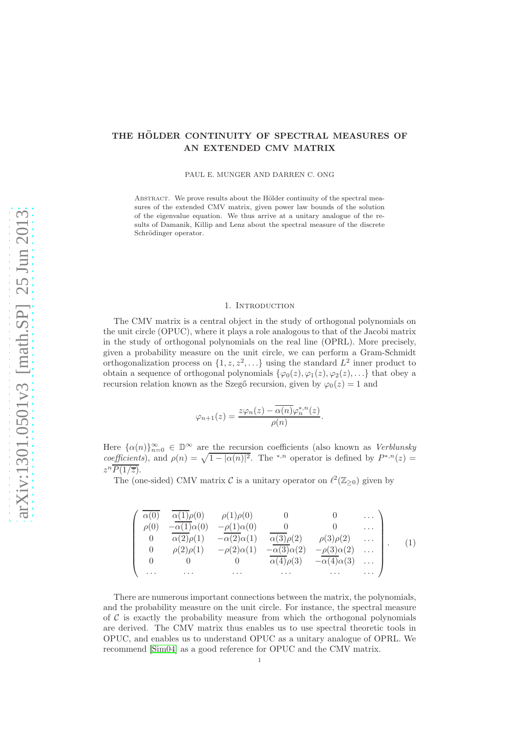# THE HÖLDER CONTINUITY OF SPECTRAL MEASURES OF AN EXTENDED CMV MATRIX

PAUL E. MUNGER AND DARREN C. ONG

ABSTRACT. We prove results about the Hölder continuity of the spectral measures of the extended CMV matrix, given power law bounds of the solution of the eigenvalue equation. We thus arrive at a unitary analogue of the results of Damanik, Killip and Lenz about the spectral measure of the discrete Schrödinger operator.

## 1. Introduction

The CMV matrix is a central object in the study of orthogonal polynomials on the unit circle (OPUC), where it plays a role analogous to that of the Jacobi matrix in the study of orthogonal polynomials on the real line (OPRL). More precisely, given a probability measure on the unit circle, we can perform a Gram-Schmidt orthogonalization process on $\{1, z, z^2, \ldots\}$ using the standard $L^2$ inner product to obtain a sequence of orthogonal polynomials $\{\varphi_0(z), \varphi_1(z), \varphi_2(z), \ldots\}$ that obey a recursion relation known as the Szegő recursion, given by $\varphi_0(z) = 1$ and

$$\varphi_{n+1}(z) = \frac{z\varphi_n(z) - \overline{\alpha(n)}\varphi_n^{*,n}(z)}{\rho(n)}.$$

Here $\{\alpha(n)\}_{n=0}^\infty \in \mathbb{D}^\infty$ are the recursion coefficients (also known as *Verblunsky coefficients*), and $\rho(n) = \sqrt{1 - |\alpha(n)|^2}$. The ${}^{*,n}$ operator is defined by $P^{*,n}(z) = z^n\overline{P(1/\overline{z})}$.

The (one-sided) CMV matrix $\mathcal{C}$ is a unitary operator on $\ell^2(\mathbb{Z}_{\geq 0})$ given by

$$\begin{pmatrix} \overline{\alpha(0)} & \overline{\alpha(1)}\rho(0) & \rho(1)\rho(0) & 0 & 0 & \ldots \\ \rho(0) & -\overline{\alpha(1)}\alpha(0) & -\rho(1)\alpha(0) & 0 & 0 & \ldots \\ 0 & \overline{\alpha(2)}\rho(1) & -\overline{\alpha(2)}\alpha(1) & \overline{\alpha(3)}\rho(2) & \rho(3)\rho(2) & \ldots \\ 0 & \rho(2)\rho(1) & -\rho(2)\alpha(1) & -\overline{\alpha(3)}\alpha(2) & -\rho(3)\alpha(2) & \ldots \\ 0 & 0 & 0 & \overline{\alpha(4)}\rho(3) & -\overline{\alpha(4)}\alpha(3) & \ldots \\ \ldots & \ldots & \ldots & \ldots & \ldots & \ldots \end{pmatrix}. \quad (1)$$

There are numerous important connections between the matrix, the polynomials, and the probability measure on the unit circle. For instance, the spectral measure of $\mathcal{C}$ is exactly the probability measure from which the orthogonal polynomials are derived. The CMV matrix thus enables us to use spectral theoretic tools in OPUC, and enables us to understand OPUC as a unitary analogue of OPRL. We recommend [Sim04] as a good reference for OPUC and the CMV matrix.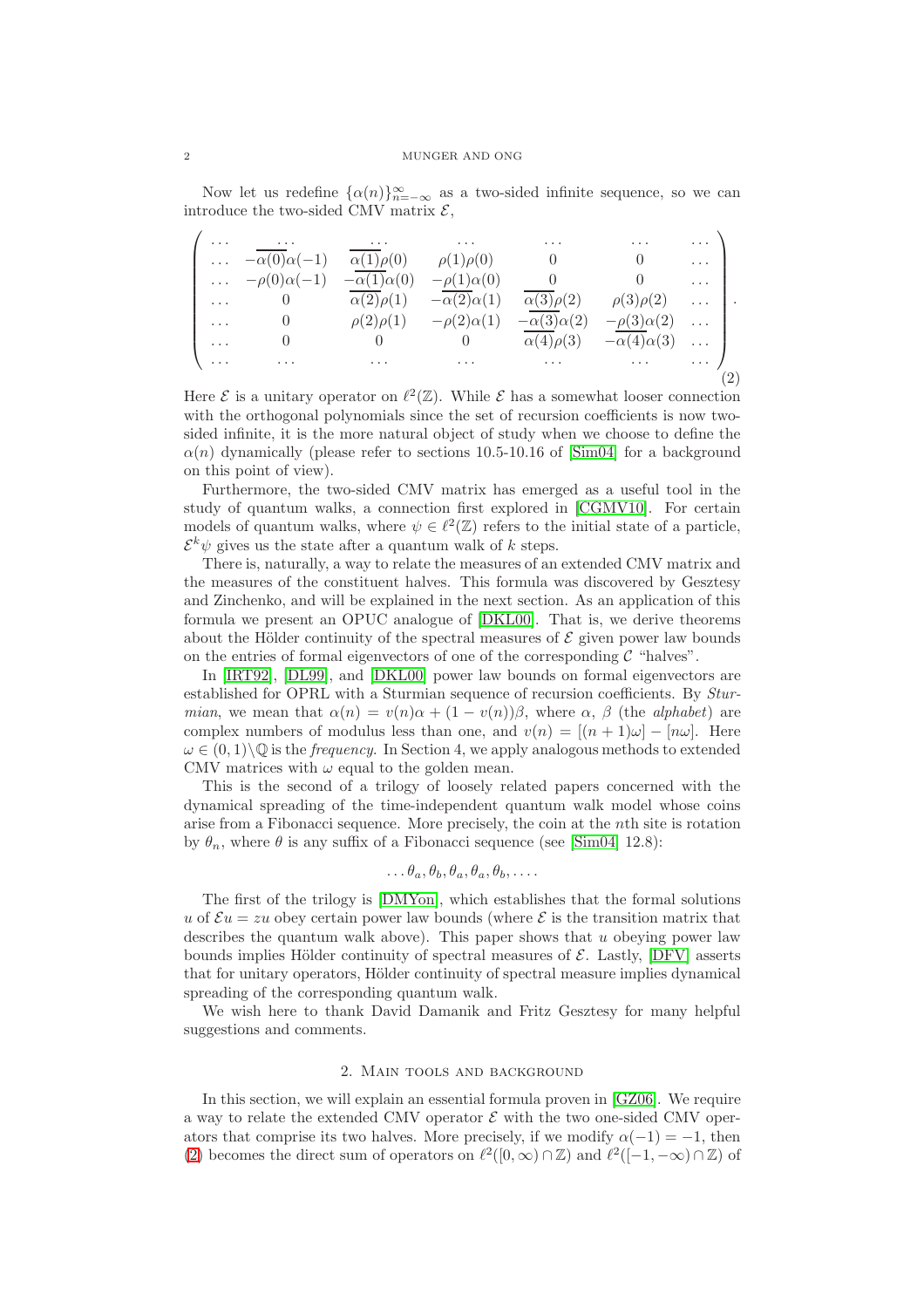Now let us redefine $\{\alpha(n)\}_{n=-\infty}^{\infty}$ as a two-sided infinite sequence, so we can introduce the two-sided CMV matrix $\mathcal{E}$,

$$
\begin{pmatrix}
\dots & \dots & \dots & \dots & \dots & \dots & \dots \\
\dots & -\overline{\alpha(0)}\alpha(-1) & \overline{\alpha(1)}\rho(0) & \rho(1)\rho(0) & 0 & 0 & \dots \\
\dots & -\rho(0)\alpha(-1) & -\overline{\alpha(1)}\alpha(0) & -\rho(1)\alpha(0) & 0 & 0 & \dots \\
\dots & 0 & \overline{\alpha(2)}\rho(1) & -\overline{\alpha(2)}\alpha(1) & \overline{\alpha(3)}\rho(2) & \rho(3)\rho(2) & \dots \\
\dots & 0 & \rho(2)\rho(1) & -\rho(2)\alpha(1) & -\overline{\alpha(3)}\alpha(2) & -\rho(3)\alpha(2) & \dots \\
\dots & 0 & 0 & 0 & \overline{\alpha(4)}\rho(3) & -\overline{\alpha(4)}\alpha(3) & \dots \\
\dots & \dots & \dots & \dots & \dots & \dots & \dots
\end{pmatrix}. \tag{2}
$$

Here $\mathcal{E}$ is a unitary operator on $\ell^2(\mathbb{Z})$. While $\mathcal{E}$ has a somewhat looser connection with the orthogonal polynomials since the set of recursion coefficients is now two-sided infinite, it is the more natural object of study when we choose to define the $\alpha(n)$ dynamically (please refer to sections 10.5-10.16 of [Sim04] for a background on this point of view).

Furthermore, the two-sided CMV matrix has emerged as a useful tool in the study of quantum walks, a connection first explored in [CGMV10]. For certain models of quantum walks, where $\psi \in \ell^2(\mathbb{Z})$ refers to the initial state of a particle, $\mathcal{E}^k\psi$ gives us the state after a quantum walk of $k$ steps.

There is, naturally, a way to relate the measures of an extended CMV matrix and the measures of the constituent halves. This formula was discovered by Gesztesy and Zinchenko, and will be explained in the next section. As an application of this formula we present an OPUC analogue of [DKL00]. That is, we derive theorems about the Hölder continuity of the spectral measures of $\mathcal{E}$ given power law bounds on the entries of formal eigenvectors of one of the corresponding $\mathcal{C}$ "halves".

In [IRT92], [DL99], and [DKL00] power law bounds on formal eigenvectors are established for OPRL with a Sturmian sequence of recursion coefficients. By *Sturmian*, we mean that $\alpha(n) = v(n)\alpha + (1 - v(n))\beta$, where $\alpha$, $\beta$ (the *alphabet*) are complex numbers of modulus less than one, and $v(n) = [(n+1)\omega] - [n\omega]$. Here $\omega \in (0,1)\backslash\mathbb{Q}$ is the *frequency*. In Section 4, we apply analogous methods to extended CMV matrices with $\omega$ equal to the golden mean.

This is the second of a trilogy of loosely related papers concerned with the dynamical spreading of the time-independent quantum walk model whose coins arise from a Fibonacci sequence. More precisely, the coin at the $n$th site is rotation by $\theta_n$, where $\theta$ is any suffix of a Fibonacci sequence (see [Sim04] 12.8):

$$\dots\theta_a, \theta_b, \theta_a, \theta_a, \theta_b, \dots.$$

The first of the trilogy is [DMYon], which establishes that the formal solutions $u$ of $\mathcal{E}u = zu$ obey certain power law bounds (where $\mathcal{E}$ is the transition matrix that describes the quantum walk above). This paper shows that $u$ obeying power law bounds implies Hölder continuity of spectral measures of $\mathcal{E}$. Lastly, [DFV] asserts that for unitary operators, Hölder continuity of spectral measure implies dynamical spreading of the corresponding quantum walk.

We wish here to thank David Damanik and Fritz Gesztesy for many helpful suggestions and comments.

## 2. Main tools and background

In this section, we will explain an essential formula proven in [GZ06]. We require a way to relate the extended CMV operator $\mathcal{E}$ with the two one-sided CMV operators that comprise its two halves. More precisely, if we modify $\alpha(-1) = -1$, then (2) becomes the direct sum of operators on $\ell^2([0,\infty)\cap\mathbb{Z})$ and $\ell^2([-1,-\infty)\cap\mathbb{Z})$ of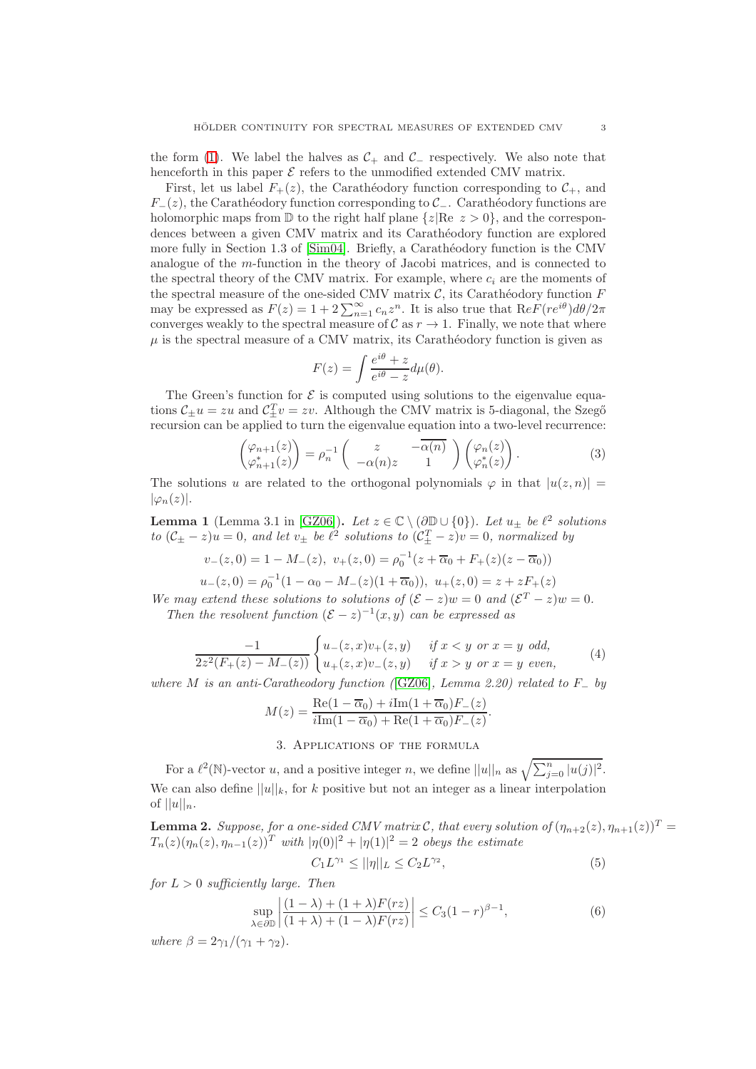the form (1). We label the halves as $\mathcal{C}_+$ and $\mathcal{C}_-$ respectively. We also note that henceforth in this paper $\mathcal{E}$ refers to the unmodified extended CMV matrix.

First, let us label $F_+(z)$, the Carathéodory function corresponding to $\mathcal{C}_+$, and $F_-(z)$, the Carathéodory function corresponding to $\mathcal{C}_-$. Carathéodory functions are holomorphic maps from $\mathbb{D}$ to the right half plane $\{z|\text{Re } z > 0\}$, and the correspondences between a given CMV matrix and its Carathéodory function are explored more fully in Section 1.3 of [Sim04]. Briefly, a Carathéodory function is the CMV analogue of the $m$-function in the theory of Jacobi matrices, and is connected to the spectral theory of the CMV matrix. For example, where $c_i$ are the moments of the spectral measure of the one-sided CMV matrix $\mathcal{C}$, its Carathéodory function $F$ may be expressed as $F(z) = 1 + 2\sum_{n=1}^{\infty} c_n z^n$. It is also true that $\text{Re}F(re^{i\theta})d\theta/2\pi$ converges weakly to the spectral measure of $\mathcal{C}$ as $r \to 1$. Finally, we note that where $\mu$ is the spectral measure of a CMV matrix, its Carathéodory function is given as

$$F(z) = \int \frac{e^{i\theta} + z}{e^{i\theta} - z} d\mu(\theta).$$

The Green's function for $\mathcal{E}$ is computed using solutions to the eigenvalue equations $\mathcal{C}_\pm u = zu$ and $\mathcal{C}_\pm^T v = zv$. Although the CMV matrix is 5-diagonal, the Szegő recursion can be applied to turn the eigenvalue equation into a two-level recurrence:

$$\begin{pmatrix} \varphi_{n+1}(z) \\ \varphi_{n+1}^*(z) \end{pmatrix} = \rho_n^{-1} \begin{pmatrix} z & -\overline{\alpha(n)} \\ -\alpha(n)z & 1 \end{pmatrix} \begin{pmatrix} \varphi_n(z) \\ \varphi_n^*(z) \end{pmatrix}. \tag{3}$$

The solutions $u$ are related to the orthogonal polynomials $\varphi$ in that $|u(z,n)| = |\varphi_n(z)|$.

**Lemma 1** (Lemma 3.1 in [GZ06])**.** *Let $z \in \mathbb{C} \setminus (\partial\mathbb{D} \cup \{0\})$. Let $u_\pm$ be $\ell^2$ solutions to $(\mathcal{C}_\pm - z)u = 0$, and let $v_\pm$ be $\ell^2$ solutions to $(\mathcal{C}_\pm^T - z)v = 0$, normalized by*

$$v_-(z,0) = 1 - M_-(z), \ v_+(z,0) = \rho_0^{-1}(z + \overline{\alpha}_0 + F_+(z)(z - \overline{\alpha}_0))$$
$$u_-(z,0) = \rho_0^{-1}(1 - \alpha_0 - M_-(z)(1 + \overline{\alpha}_0)), \ u_+(z,0) = z + zF_+(z)$$

*We may extend these solutions to solutions of $(\mathcal{E} - z)w = 0$ and $(\mathcal{E}^T - z)w = 0$.*

*Then the resolvent function $(\mathcal{E} - z)^{-1}(x,y)$ can be expressed as*

$$\frac{-1}{2z^2(F_+(z) - M_-(z))} \begin{cases} u_-(z,x)v_+(z,y) & \text{if } x < y \text{ or } x = y \text{ odd}, \\ u_+(z,x)v_-(z,y) & \text{if } x > y \text{ or } x = y \text{ even}, \end{cases} \tag{4}$$

*where $M$ is an anti-Caratheodory function ([GZ06], Lemma 2.20) related to $F_-$ by*

$$M(z) = \frac{\text{Re}(1 - \overline{\alpha}_0) + i\text{Im}(1 + \overline{\alpha}_0)F_-(z)}{i\text{Im}(1 - \overline{\alpha}_0) + \text{Re}(1 + \overline{\alpha}_0)F_-(z)}.$$

## 3. Applications of the formula

For a $\ell^2(\mathbb{N})$-vector $u$, and a positive integer $n$, we define $||u||_n$ as $\sqrt{\sum_{j=0}^{n} |u(j)|^2}$. We can also define $||u||_k$, for $k$ positive but not an integer as a linear interpolation of $||u||_n$.

**Lemma 2.** *Suppose, for a one-sided CMV matrix $\mathcal{C}$, that every solution of $(\eta_{n+2}(z), \eta_{n+1}(z))^T = T_n(z)(\eta_n(z), \eta_{n-1}(z))^T$ with $|\eta(0)|^2 + |\eta(1)|^2 = 2$ obeys the estimate*

$$C_1 L^{\gamma_1} \le ||\eta||_L \le C_2 L^{\gamma_2}, \tag{5}$$

*for $L > 0$ sufficiently large. Then*

$$\sup_{\lambda \in \partial\mathbb{D}} \left| \frac{(1 - \lambda) + (1 + \lambda)F(rz)}{(1 + \lambda) + (1 - \lambda)F(rz)} \right| \le C_3(1 - r)^{\beta - 1}, \tag{6}$$

*where $\beta = 2\gamma_1/(\gamma_1 + \gamma_2)$.*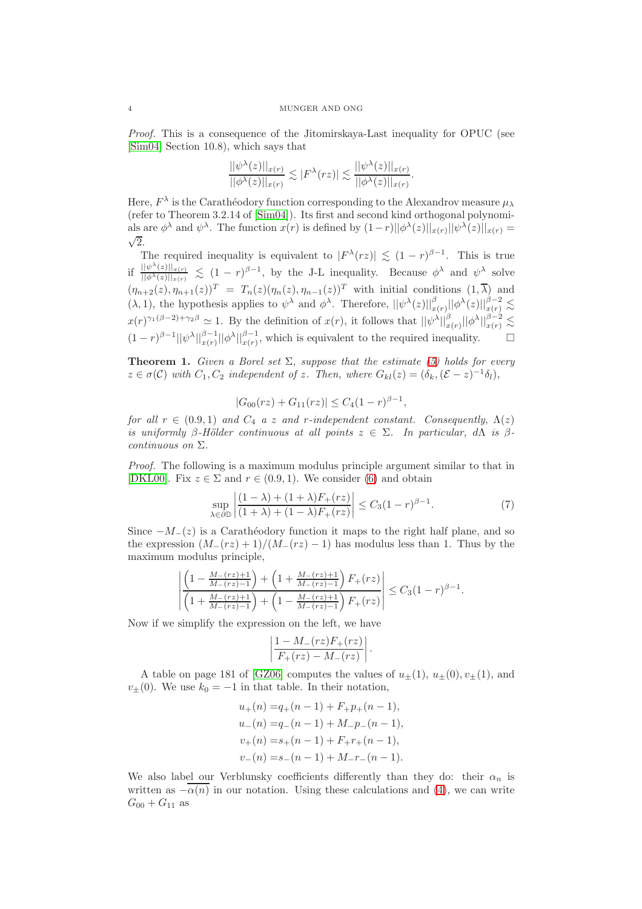*Proof.* This is a consequence of the Jitomirskaya-Last inequality for OPUC (see [Sim04] Section 10.8), which says that

$$\frac{||\psi^\lambda(z)||_{x(r)}}{||\phi^\lambda(z)||_{x(r)}} \lesssim |F^\lambda(rz)| \lesssim \frac{||\psi^\lambda(z)||_{x(r)}}{||\phi^\lambda(z)||_{x(r)}}.$$

Here, $F^\lambda$ is the Carathéodory function corresponding to the Alexandrov measure $\mu_\lambda$ (refer to Theorem 3.2.14 of [Sim04]). Its first and second kind orthogonal polynomials are $\phi^\lambda$ and $\psi^\lambda$. The function $x(r)$ is defined by $(1-r)||\phi^\lambda(z)||_{x(r)}||\psi^\lambda(z)||_{x(r)} = \sqrt{2}$.

The required inequality is equivalent to $|F^\lambda(rz)| \lesssim (1-r)^{\beta-1}$. This is true if $\frac{||\psi^\lambda(z)||_{x(r)}}{||\phi^\lambda(z)||_{x(r)}} \lesssim (1-r)^{\beta-1}$, by the J-L inequality. Because $\phi^\lambda$ and $\psi^\lambda$ solve $(\eta_{n+2}(z), \eta_{n+1}(z))^T = T_n(z)(\eta_n(z), \eta_{n-1}(z))^T$ with initial conditions $(1, \overline{\lambda})$ and $(\lambda, 1)$, the hypothesis applies to $\psi^\lambda$ and $\phi^\lambda$. Therefore, $||\psi^\lambda(z)||^\beta_{x(r)}||\phi^\lambda(z)||^{\beta-2}_{x(r)} \lesssim x(r)^{\gamma_1(\beta-2)+\gamma_2\beta} \simeq 1$. By the definition of $x(r)$, it follows that $||\psi^\lambda||^\beta_{x(r)}||\phi^\lambda||^{\beta-2}_{x(r)} \lesssim (1-r)^{\beta-1}||\psi^\lambda||^{\beta-1}_{x(r)}||\phi^\lambda||^{\beta-1}_{x(r)}$, which is equivalent to the required inequality. □

**Theorem 1.** *Given a Borel set $\Sigma$, suppose that the estimate (5) holds for every $z \in \sigma(\mathcal{C})$ with $C_1, C_2$ independent of $z$. Then, where $G_{kl}(z) = (\delta_k, (\mathcal{E}-z)^{-1}\delta_l)$,*

$$|G_{00}(rz) + G_{11}(rz)| \le C_4(1-r)^{\beta-1},$$

*for all $r \in (0.9, 1)$ and $C_4$ a $z$ and $r$-independent constant. Consequently, $\Lambda(z)$ is uniformly $\beta$-Hölder continuous at all points $z \in \Sigma$. In particular, $d\Lambda$ is $\beta$-continuous on $\Sigma$.*

*Proof.* The following is a maximum modulus principle argument similar to that in [DKL00]. Fix $z \in \Sigma$ and $r \in (0.9, 1)$. We consider (6) and obtain

$$\sup_{\lambda \in \partial\mathbb{D}} \left| \frac{(1-\lambda) + (1+\lambda)F_+(rz)}{(1+\lambda) + (1-\lambda)F_+(rz)} \right| \le C_3(1-r)^{\beta-1}. \tag{7}$$

Since $-M_-(z)$ is a Carathéodory function it maps to the right half plane, and so the expression $(M_-(rz)+1)/(M_-(rz)-1)$ has modulus less than 1. Thus by the maximum modulus principle,

$$\left| \frac{\left(1 - \frac{M_-(rz)+1}{M_-(rz)-1}\right) + \left(1 + \frac{M_-(rz)+1}{M_-(rz)-1}\right) F_+(rz)}{\left(1 + \frac{M_-(rz)+1}{M_-(rz)-1}\right) + \left(1 - \frac{M_-(rz)+1}{M_-(rz)-1}\right) F_+(rz)} \right| \le C_3(1-r)^{\beta-1}.$$

Now if we simplify the expression on the left, we have

$$\left| \frac{1 - M_-(rz)F_+(rz)}{F_+(rz) - M_-(rz)} \right|.$$

A table on page 181 of [GZ06] computes the values of $u_\pm(1)$, $u_\pm(0), v_\pm(1)$, and $v_\pm(0)$. We use $k_0 = -1$ in that table. In their notation,

$$\begin{aligned}
u_+(n) =& q_+(n-1) + F_+ p_+(n-1), \\
u_-(n) =& q_-(n-1) + M_- p_-(n-1), \\
v_+(n) =& s_+(n-1) + F_+ r_+(n-1), \\
v_-(n) =& s_-(n-1) + M_- r_-(n-1).
\end{aligned}$$

We also label our Verblunsky coefficients differently than they do: their $\alpha_n$ is written as $-\overline{\alpha(n)}$ in our notation. Using these calculations and (4), we can write $G_{00} + G_{11}$ as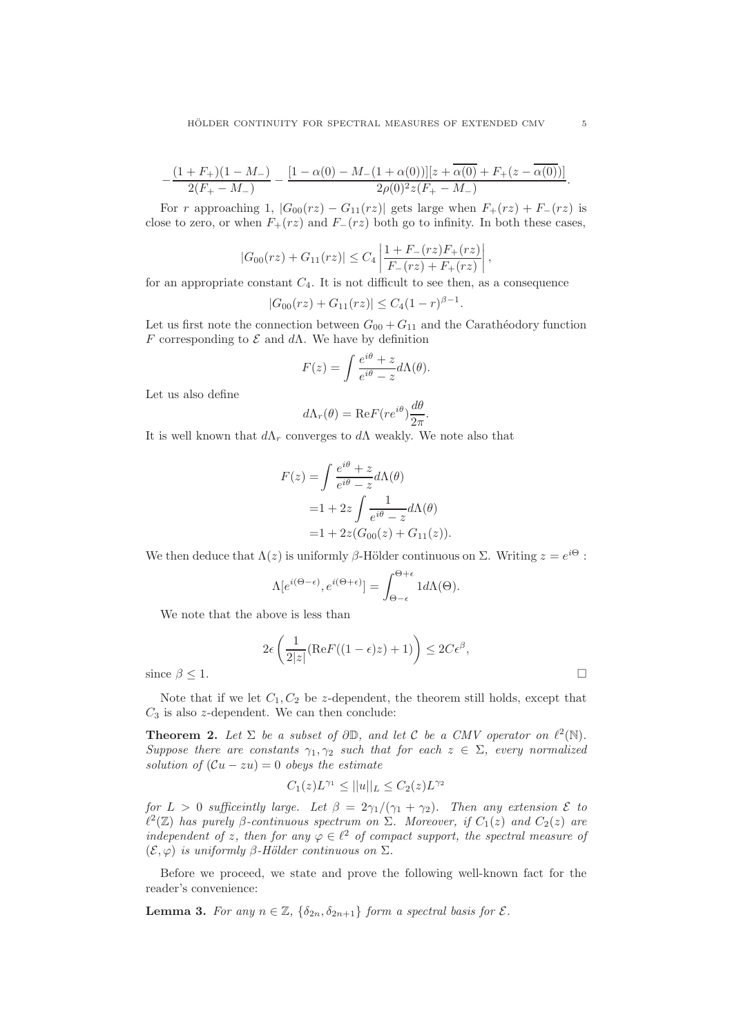$$-\frac{(1+F_+)(1-M_-)}{2(F_+-M_-)} - \frac{[1-\alpha(0)-M_-(1+\alpha(0))][z+\overline{\alpha(0)}+F_+(z-\overline{\alpha(0)})]}{2\rho(0)^2 z(F_+-M_-)}.$$

For $r$ approaching 1, $|G_{00}(rz) - G_{11}(rz)|$ gets large when $F_+(rz) + F_-(rz)$ is close to zero, or when $F_+(rz)$ and $F_-(rz)$ both go to infinity. In both these cases,

$$|G_{00}(rz) + G_{11}(rz)| \leq C_4 \left| \frac{1 + F_-(rz)F_+(rz)}{F_-(rz) + F_+(rz)} \right|,$$

for an appropriate constant $C_4$. It is not difficult to see then, as a consequence

$$|G_{00}(rz) + G_{11}(rz)| \leq C_4(1-r)^{\beta-1}.$$

Let us first note the connection between $G_{00} + G_{11}$ and the Carathéodory function $F$ corresponding to $\mathcal{E}$ and $d\Lambda$. We have by definition

$$F(z) = \int \frac{e^{i\theta}+z}{e^{i\theta}-z} d\Lambda(\theta).$$

Let us also define

$$d\Lambda_r(\theta) = \text{Re}F(re^{i\theta})\frac{d\theta}{2\pi}.$$

It is well known that $d\Lambda_r$ converges to $d\Lambda$ weakly. We note also that

$$\begin{aligned}
F(z) &= \int \frac{e^{i\theta}+z}{e^{i\theta}-z} d\Lambda(\theta) \\
&= 1 + 2z \int \frac{1}{e^{i\theta}-z} d\Lambda(\theta) \\
&= 1 + 2z(G_{00}(z) + G_{11}(z)).
\end{aligned}$$

We then deduce that $\Lambda(z)$ is uniformly $\beta$-Hölder continuous on $\Sigma$. Writing $z = e^{i\Theta}$ :

$$\Lambda[e^{i(\Theta-\epsilon)}, e^{i(\Theta+\epsilon)}] = \int_{\Theta-\epsilon}^{\Theta+\epsilon} 1 d\Lambda(\Theta).$$

We note that the above is less than

$$2\epsilon \left( \frac{1}{2|z|}(\text{Re}F((1-\epsilon)z) + 1) \right) \leq 2C\epsilon^\beta,$$

since $\beta \leq 1$. □

Note that if we let $C_1, C_2$ be $z$-dependent, the theorem still holds, except that $C_3$ is also $z$-dependent. We can then conclude:

**Theorem 2.** *Let $\Sigma$ be a subset of $\partial\mathbb{D}$, and let $\mathcal{C}$ be a CMV operator on $\ell^2(\mathbb{N})$. Suppose there are constants $\gamma_1, \gamma_2$ such that for each $z \in \Sigma$, every normalized solution of $(\mathcal{C}u - zu) = 0$ obeys the estimate*

$$C_1(z)L^{\gamma_1} \leq ||u||_L \leq C_2(z)L^{\gamma_2}$$

*for $L > 0$ sufficeintly large. Let $\beta = 2\gamma_1/(\gamma_1 + \gamma_2)$. Then any extension $\mathcal{E}$ to $\ell^2(\mathbb{Z})$ has purely $\beta$-continuous spectrum on $\Sigma$. Moreover, if $C_1(z)$ and $C_2(z)$ are independent of $z$, then for any $\varphi \in \ell^2$ of compact support, the spectral measure of $(\mathcal{E}, \varphi)$ is uniformly $\beta$-Hölder continuous on $\Sigma$.*

Before we proceed, we state and prove the following well-known fact for the reader's convenience:

**Lemma 3.** *For any $n \in \mathbb{Z}$, $\{\delta_{2n}, \delta_{2n+1}\}$ form a spectral basis for $\mathcal{E}$.*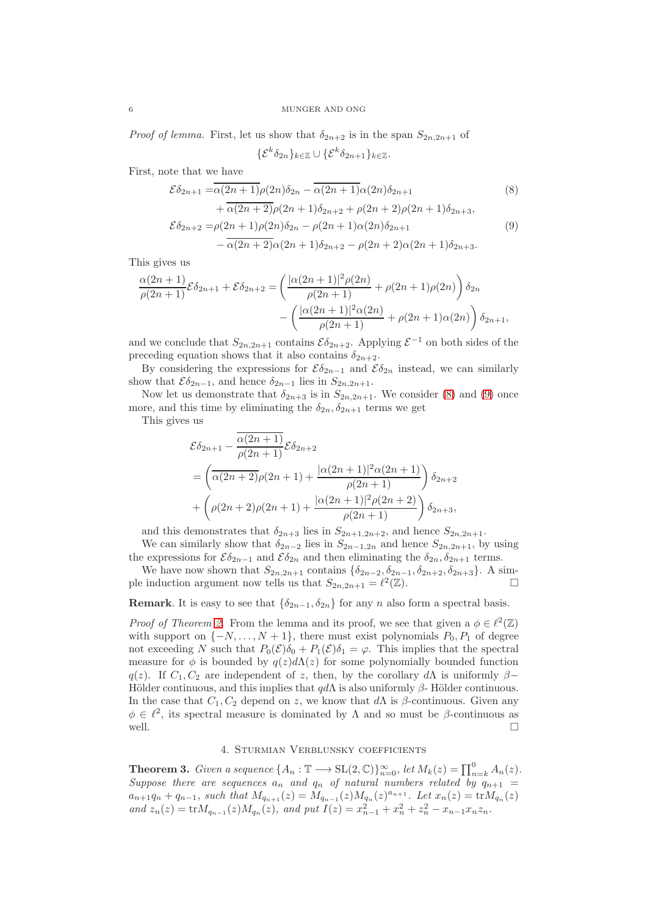*Proof of lemma.* First, let us show that $\delta_{2n+2}$ is in the span $S_{2n,2n+1}$ of

$$\{\mathcal{E}^k \delta_{2n}\}_{k\in\mathbb{Z}} \cup \{\mathcal{E}^k \delta_{2n+1}\}_{k\in\mathbb{Z}}.$$

First, note that we have

$$\begin{aligned}
\mathcal{E}\delta_{2n+1} =& \overline{\alpha(2n+1)}\rho(2n)\delta_{2n} - \overline{\alpha(2n+1)}\alpha(2n)\delta_{2n+1} \\
&+ \overline{\alpha(2n+2)}\rho(2n+1)\delta_{2n+2} + \rho(2n+2)\rho(2n+1)\delta_{2n+3},
\end{aligned} \tag{8}$$

$$\begin{aligned}
\mathcal{E}\delta_{2n+2} =& \rho(2n+1)\rho(2n)\delta_{2n} - \rho(2n+1)\alpha(2n)\delta_{2n+1} \\
&- \overline{\alpha(2n+2)}\alpha(2n+1)\delta_{2n+2} - \rho(2n+2)\alpha(2n+1)\delta_{2n+3}.
\end{aligned} \tag{9}$$

This gives us

$$\begin{aligned}
\frac{\alpha(2n+1)}{\rho(2n+1)}\mathcal{E}\delta_{2n+1} + \mathcal{E}\delta_{2n+2} =& \left(\frac{|\alpha(2n+1)|^2\rho(2n)}{\rho(2n+1)} + \rho(2n+1)\rho(2n)\right)\delta_{2n} \\
&- \left(\frac{|\alpha(2n+1)|^2\alpha(2n)}{\rho(2n+1)} + \rho(2n+1)\alpha(2n)\right)\delta_{2n+1},
\end{aligned}$$

and we conclude that $S_{2n,2n+1}$ contains $\mathcal{E}\delta_{2n+2}$. Applying $\mathcal{E}^{-1}$ on both sides of the preceding equation shows that it also contains $\delta_{2n+2}$.

By considering the expressions for $\mathcal{E}\delta_{2n-1}$ and $\mathcal{E}\delta_{2n}$ instead, we can similarly show that $\mathcal{E}\delta_{2n-1}$, and hence $\delta_{2n-1}$ lies in $S_{2n,2n+1}$.

Now let us demonstrate that $\delta_{2n+3}$ is in $S_{2n,2n+1}$. We consider (8) and (9) once more, and this time by eliminating the $\delta_{2n}, \delta_{2n+1}$ terms we get

This gives us

$$\begin{aligned}
&\mathcal{E}\delta_{2n+1} - \frac{\overline{\alpha(2n+1)}}{\rho(2n+1)}\mathcal{E}\delta_{2n+2} \\
&= \left(\overline{\alpha(2n+2)}\rho(2n+1) + \frac{|\alpha(2n+1)|^2\alpha(2n+1)}{\rho(2n+1)}\right)\delta_{2n+2} \\
&+ \left(\rho(2n+2)\rho(2n+1) + \frac{|\alpha(2n+1)|^2\rho(2n+2)}{\rho(2n+1)}\right)\delta_{2n+3},
\end{aligned}$$

and this demonstrates that $\delta_{2n+3}$ lies in $S_{2n+1,2n+2}$, and hence $S_{2n,2n+1}$.

We can similarly show that $\delta_{2n-2}$ lies in $S_{2n-1,2n}$ and hence $S_{2n,2n+1}$, by using the expressions for $\mathcal{E}\delta_{2n-1}$ and $\mathcal{E}\delta_{2n}$ and then eliminating the $\delta_{2n}, \delta_{2n+1}$ terms.

We have now shown that $S_{2n,2n+1}$ contains $\{\delta_{2n-2}, \delta_{2n-1}, \delta_{2n+2}, \delta_{2n+3}\}$. A simple induction argument now tells us that $S_{2n,2n+1} = \ell^2(\mathbb{Z})$. □

**Remark**. It is easy to see that $\{\delta_{2n-1}, \delta_{2n}\}$ for any $n$ also form a spectral basis.

*Proof of Theorem 2.* From the lemma and its proof, we see that given a $\phi \in \ell^2(\mathbb{Z})$ with support on $\{-N, \ldots, N+1\}$, there must exist polynomials $P_0, P_1$ of degree not exceeding $N$ such that $P_0(\mathcal{E})\delta_0 + P_1(\mathcal{E})\delta_1 = \varphi$. This implies that the spectral measure for $\phi$ is bounded by $q(z)d\Lambda(z)$ for some polynomially bounded function $q(z)$. If $C_1, C_2$ are independent of $z$, then, by the corollary $d\Lambda$ is uniformly $\beta-$ Hölder continuous, and this implies that $qd\Lambda$ is also uniformly $\beta$- Hölder continuous. In the case that $C_1, C_2$ depend on $z$, we know that $d\Lambda$ is $\beta$-continuous. Given any $\phi \in \ell^2$, its spectral measure is dominated by $\Lambda$ and so must be $\beta$-continuous as well. □

## 4. Sturmian Verblunsky coefficients

**Theorem 3.** *Given a sequence $\{A_n : \mathbb{T} \longrightarrow \mathrm{SL}(2,\mathbb{C})\}_{n=0}^{\infty}$, let $M_k(z) = \prod_{n=k}^{0} A_n(z)$. Suppose there are sequences $a_n$ and $q_n$ of natural numbers related by $q_{n+1} = a_{n+1}q_n + q_{n-1}$, such that $M_{q_{n+1}}(z) = M_{q_{n-1}}(z)M_{q_n}(z)^{a_{n+1}}$. Let $x_n(z) = \mathrm{tr}M_{q_n}(z)$ and $z_n(z) = \mathrm{tr}M_{q_{n-1}}(z)M_{q_n}(z)$, and put $I(z) = x_{n-1}^2 + x_n^2 + z_n^2 - x_{n-1}x_nz_n$.*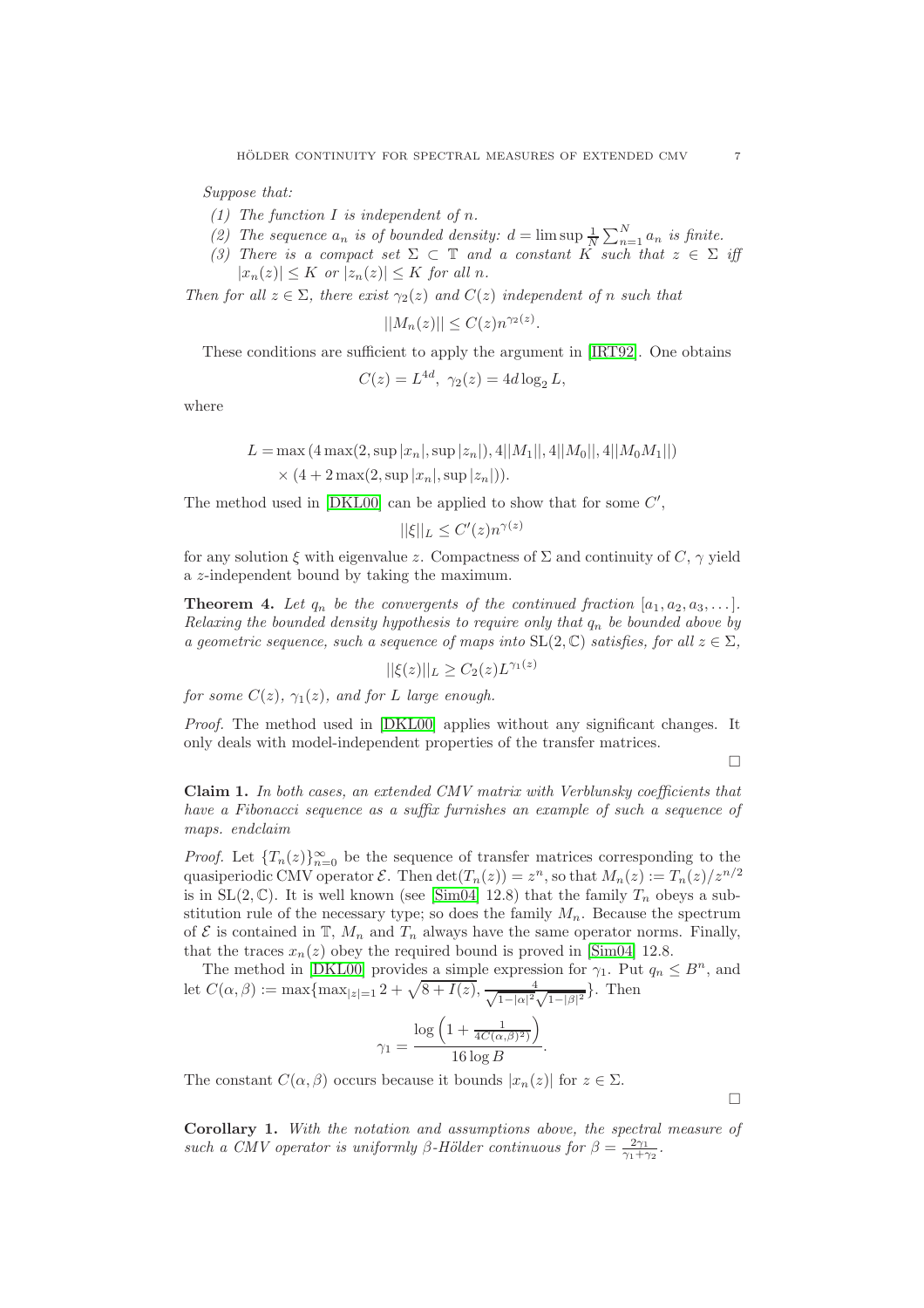*Suppose that:*

*(1) The function $I$ is independent of $n$.*
*(2) The sequence $a_n$ is of bounded density: $d = \limsup \frac{1}{N}\sum_{n=1}^{N} a_n$ is finite.*
*(3) There is a compact set $\Sigma \subset \mathbb{T}$ and a constant $K$ such that $z \in \Sigma$ iff $|x_n(z)| \le K$ or $|z_n(z)| \le K$ for all $n$.*

*Then for all $z \in \Sigma$, there exist $\gamma_2(z)$ and $C(z)$ independent of $n$ such that*

$$||M_n(z)|| \le C(z) n^{\gamma_2(z)}.$$

These conditions are sufficient to apply the argument in [IRT92]. One obtains

$$C(z) = L^{4d},\ \gamma_2(z) = 4d \log_2 L,$$

where

$$L = \max\left(4\max(2, \sup|x_n|, \sup|z_n|), 4||M_1||, 4||M_0||, 4||M_0 M_1||\right) \times \left(4 + 2\max(2, \sup|x_n|, \sup|z_n|)\right).$$

The method used in [DKL00] can be applied to show that for some $C'$,

$$||\xi||_L \le C'(z) n^{\gamma(z)}$$

for any solution $\xi$ with eigenvalue $z$. Compactness of $\Sigma$ and continuity of $C$, $\gamma$ yield a $z$-independent bound by taking the maximum.

**Theorem 4.** *Let $q_n$ be the convergents of the continued fraction $[a_1, a_2, a_3, \ldots]$. Relaxing the bounded density hypothesis to require only that $q_n$ be bounded above by a geometric sequence, such a sequence of maps into $\mathrm{SL}(2, \mathbb{C})$ satisfies, for all $z \in \Sigma$,*

$$||\xi(z)||_L \ge C_2(z) L^{\gamma_1(z)}$$

*for some $C(z)$, $\gamma_1(z)$, and for $L$ large enough.*

*Proof.* The method used in [DKL00] applies without any significant changes. It only deals with model-independent properties of the transfer matrices. $\square$

**Claim 1.** *In both cases, an extended CMV matrix with Verblunsky coefficients that have a Fibonacci sequence as a suffix furnishes an example of such a sequence of maps. endclaim*

*Proof.* Let $\{T_n(z)\}_{n=0}^{\infty}$ be the sequence of transfer matrices corresponding to the quasiperiodic CMV operator $\mathcal{E}$. Then $\det(T_n(z)) = z^n$, so that $M_n(z) := T_n(z)/z^{n/2}$ is in $\mathrm{SL}(2, \mathbb{C})$. It is well known (see [Sim04] 12.8) that the family $T_n$ obeys a substitution rule of the necessary type; so does the family $M_n$. Because the spectrum of $\mathcal{E}$ is contained in $\mathbb{T}$, $M_n$ and $T_n$ always have the same operator norms. Finally, that the traces $x_n(z)$ obey the required bound is proved in [Sim04] 12.8.

The method in [DKL00] provides a simple expression for $\gamma_1$. Put $q_n \le B^n$, and let $C(\alpha, \beta) := \max\{\max_{|z|=1} 2 + \sqrt{8 + I(z)}, \frac{4}{\sqrt{1-|\alpha|^2}\sqrt{1-|\beta|^2}}\}$. Then

$$\gamma_1 = \frac{\log\left(1 + \frac{1}{4C(\alpha,\beta)^2)}\right)}{16 \log B}.$$

The constant $C(\alpha, \beta)$ occurs because it bounds $|x_n(z)|$ for $z \in \Sigma$. $\square$

**Corollary 1.** *With the notation and assumptions above, the spectral measure of such a CMV operator is uniformly $\beta$-Hölder continuous for $\beta = \frac{2\gamma_1}{\gamma_1 + \gamma_2}$.*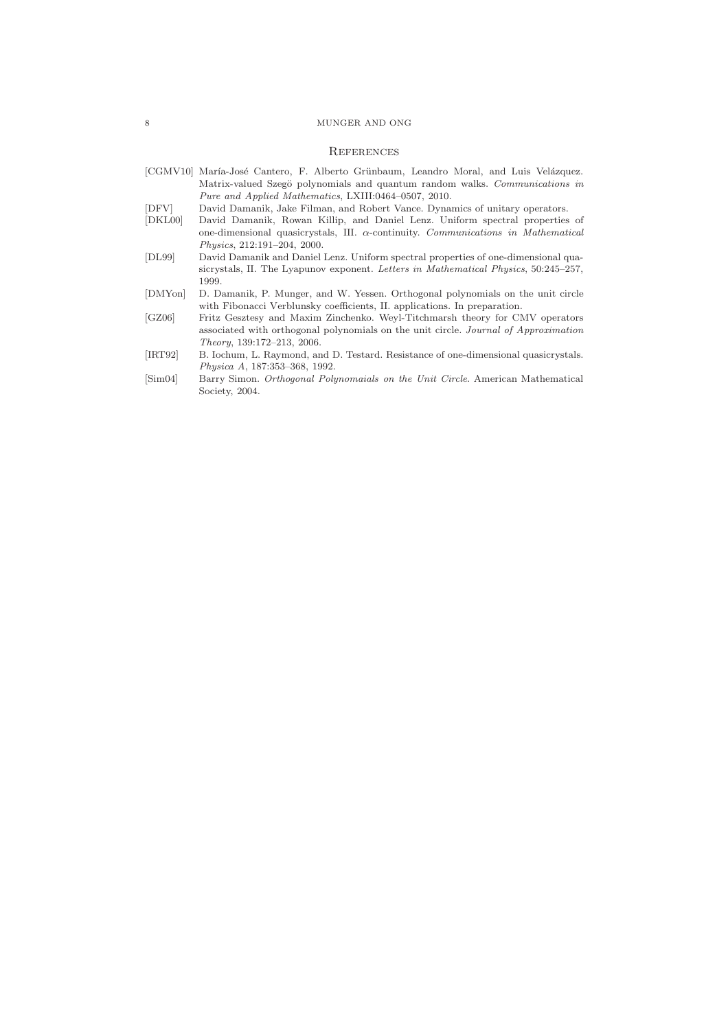## References

[CGMV10] María-José Cantero, F. Alberto Grünbaum, Leandro Moral, and Luis Velázquez. Matrix-valued Szegö polynomials and quantum random walks. *Communications in Pure and Applied Mathematics*, LXIII:0464–0507, 2010.

[DFV] David Damanik, Jake Filman, and Robert Vance. Dynamics of unitary operators.

[DKL00] David Damanik, Rowan Killip, and Daniel Lenz. Uniform spectral properties of one-dimensional quasicrystals, III. $\alpha$-continuity. *Communications in Mathematical Physics*, 212:191–204, 2000.

[DL99] David Damanik and Daniel Lenz. Uniform spectral properties of one-dimensional quasicrystals, II. The Lyapunov exponent. *Letters in Mathematical Physics*, 50:245–257, 1999.

[DMYon] D. Damanik, P. Munger, and W. Yessen. Orthogonal polynomials on the unit circle with Fibonacci Verblunsky coefficients, II. applications. In preparation.

[GZ06] Fritz Gesztesy and Maxim Zinchenko. Weyl-Titchmarsh theory for CMV operators associated with orthogonal polynomials on the unit circle. *Journal of Approximation Theory*, 139:172–213, 2006.

[IRT92] B. Iochum, L. Raymond, and D. Testard. Resistance of one-dimensional quasicrystals. *Physica A*, 187:353–368, 1992.

[Sim04] Barry Simon. *Orthogonal Polynomaials on the Unit Circle*. American Mathematical Society, 2004.